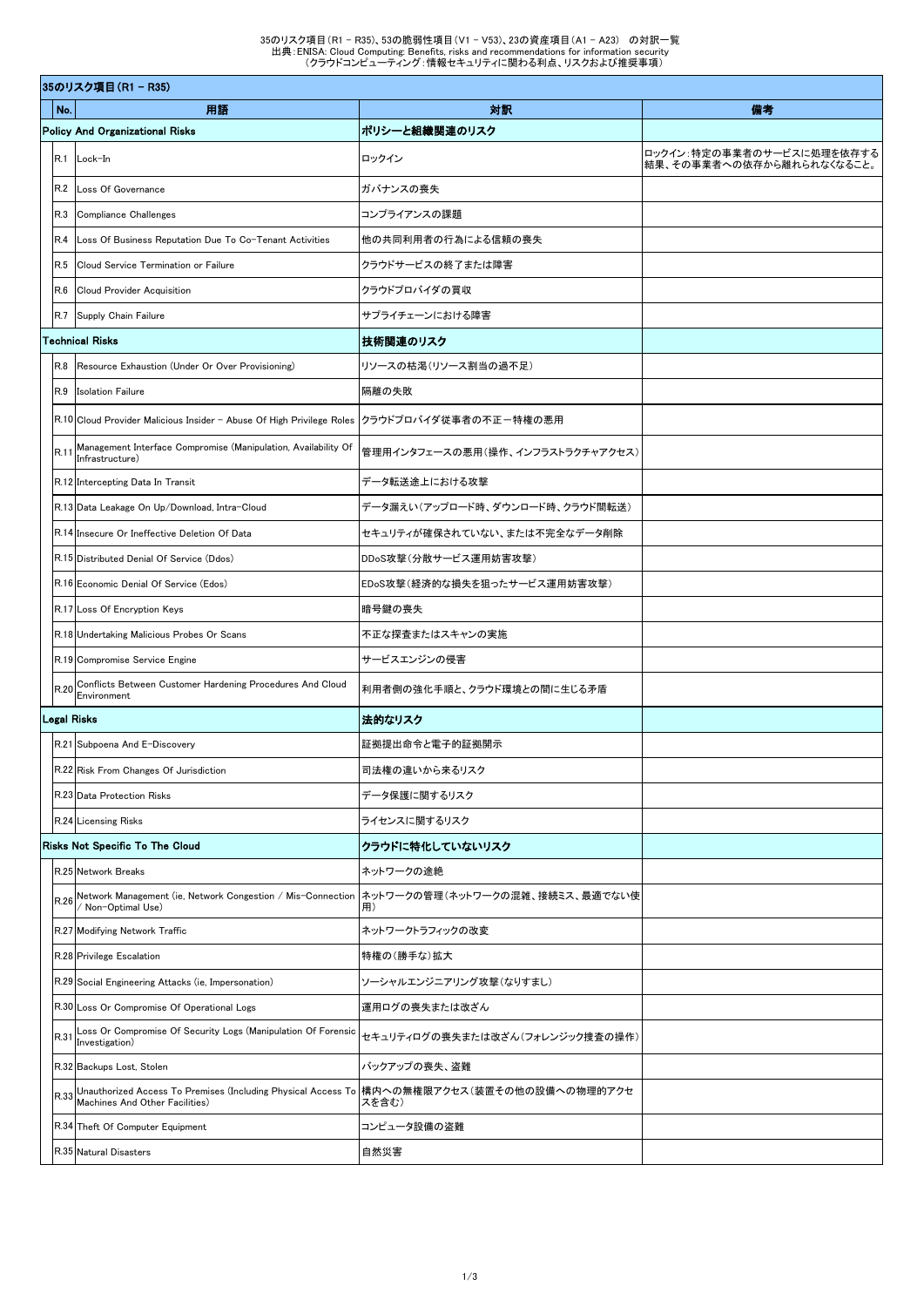# 35のリスク項目（R1 － R35）、53の脆弱性項目（V1 － V53）、23の資産項目（A1 － A23）　の対訳一覧

出典：ENISA: Cloud Computing: Benefits, risks and recommendations for information security
（クラウドコンピューティング：情報セキュリティに関わる利点、リスクおよび推奨事項）

## 35のリスク項目（R1 － R35）

| No. | 用語 | 対訳 | 備考 |
|---|---|---|---|
| **Policy And Organizational Risks** | | **ポリシーと組織関連のリスク** | |
| R.1 | Lock-In | ロックイン | ロックイン：特定の事業者のサービスに処理を依存する結果、その事業者への依存から離れられなくなること。 |
| R.2 | Loss Of Governance | ガバナンスの喪失 | |
| R.3 | Compliance Challenges | コンプライアンスの課題 | |
| R.4 | Loss Of Business Reputation Due To Co-Tenant Activities | 他の共同利用者の行為による信頼の喪失 | |
| R.5 | Cloud Service Termination or Failure | クラウドサービスの終了または障害 | |
| R.6 | Cloud Provider Acquisition | クラウドプロバイダの買収 | |
| R.7 | Supply Chain Failure | サプライチェーンにおける障害 | |
| **Technical Risks** | | **技術関連のリスク** | |
| R.8 | Resource Exhaustion (Under Or Over Provisioning) | リソースの枯渇（リソース割当の過不足） | |
| R.9 | Isolation Failure | 隔離の失敗 | |
| R.10 | Cloud Provider Malicious Insider - Abuse Of High Privilege Roles | クラウドプロバイダ従事者の不正－特権の悪用 | |
| R.11 | Management Interface Compromise (Manipulation, Availability Of Infrastructure) | 管理用インタフェースの悪用（操作、インフラストラクチャアクセス） | |
| R.12 | Intercepting Data In Transit | データ転送途上における攻撃 | |
| R.13 | Data Leakage On Up/Download, Intra-Cloud | データ漏えい（アップロード時、ダウンロード時、クラウド間転送） | |
| R.14 | Insecure Or Ineffective Deletion Of Data | セキュリティが確保されていない、または不完全なデータ削除 | |
| R.15 | Distributed Denial Of Service (Ddos) | DDoS攻撃（分散サービス運用妨害攻撃） | |
| R.16 | Economic Denial Of Service (Edos) | EDoS攻撃（経済的な損失を狙ったサービス運用妨害攻撃） | |
| R.17 | Loss Of Encryption Keys | 暗号鍵の喪失 | |
| R.18 | Undertaking Malicious Probes Or Scans | 不正な探査またはスキャンの実施 | |
| R.19 | Compromise Service Engine | サービスエンジンの侵害 | |
| R.20 | Conflicts Between Customer Hardening Procedures And Cloud Environment | 利用者側の強化手順と、クラウド環境との間に生じる矛盾 | |
| **Legal Risks** | | **法的なリスク** | |
| R.21 | Subpoena And E-Discovery | 証拠提出命令と電子的証拠開示 | |
| R.22 | Risk From Changes Of Jurisdiction | 司法権の違いから来るリスク | |
| R.23 | Data Protection Risks | データ保護に関するリスク | |
| R.24 | Licensing Risks | ライセンスに関するリスク | |
| **Risks Not Specific To The Cloud** | | **クラウドに特化していないリスク** | |
| R.25 | Network Breaks | ネットワークの途絶 | |
| R.26 | Network Management (ie, Network Congestion / Mis-Connection / Non-Optimal Use) | ネットワークの管理（ネットワークの混雑、接続ミス、最適でない使用） | |
| R.27 | Modifying Network Traffic | ネットワークトラフィックの改変 | |
| R.28 | Privilege Escalation | 特権の（勝手な）拡大 | |
| R.29 | Social Engineering Attacks (ie, Impersonation) | ソーシャルエンジニアリング攻撃（なりすまし） | |
| R.30 | Loss Or Compromise Of Operational Logs | 運用ログの喪失または改ざん | |
| R.31 | Loss Or Compromise Of Security Logs (Manipulation Of Forensic Investigation) | セキュリティログの喪失または改ざん（フォレンジック捜査の操作） | |
| R.32 | Backups Lost, Stolen | バックアップの喪失、盗難 | |
| R.33 | Unauthorized Access To Premises (Including Physical Access To Machines And Other Facilities) | 構内への無権限アクセス（装置その他の設備への物理的アクセスを含む） | |
| R.34 | Theft Of Computer Equipment | コンピュータ設備の盗難 | |
| R.35 | Natural Disasters | 自然災害 | |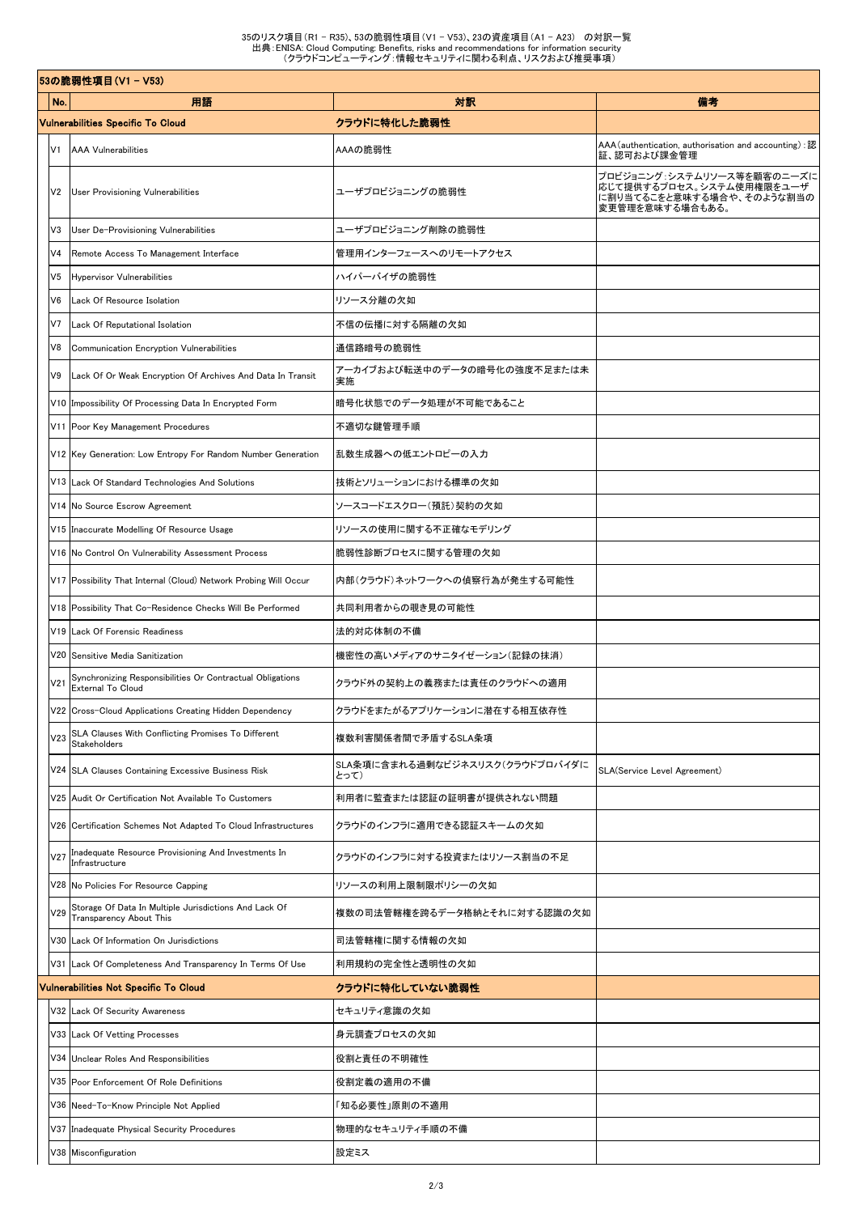35のリスク項目（R1 – R35）、53の脆弱性項目（V1 – V53）、23の資産項目（A1 – A23） の対訳一覧
出典：ENISA: Cloud Computing: Benefits, risks and recommendations for information security
（クラウドコンピューティング：情報セキュリティに関わる利点、リスクおよび推奨事項）

## 53の脆弱性項目（V1 – V53）

| No. | 用語 | 対訳 | 備考 |
|---|---|---|---|
| **Vulnerabilities Specific To Cloud** | | **クラウドに特化した脆弱性** | |
| V1 | AAA Vulnerabilities | AAAの脆弱性 | AAA（authentication, authorisation and accounting）：認証、認可および課金管理 |
| V2 | User Provisioning Vulnerabilities | ユーザプロビジョニングの脆弱性 | プロビジョニング：システムリソース等を顧客のニーズに応じて提供するプロセス。システム使用権限をユーザに割り当てることを意味する場合や、そのような割当の変更管理を意味する場合もある。 |
| V3 | User De-Provisioning Vulnerabilities | ユーザプロビジョニング削除の脆弱性 | |
| V4 | Remote Access To Management Interface | 管理用インターフェースへのリモートアクセス | |
| V5 | Hypervisor Vulnerabilities | ハイパーバイザの脆弱性 | |
| V6 | Lack Of Resource Isolation | リソース分離の欠如 | |
| V7 | Lack Of Reputational Isolation | 不信の伝播に対する隔離の欠如 | |
| V8 | Communication Encryption Vulnerabilities | 通信路暗号の脆弱性 | |
| V9 | Lack Of Or Weak Encryption Of Archives And Data In Transit | アーカイブおよび転送中のデータの暗号化の強度不足または未実施 | |
| V10 | Impossibility Of Processing Data In Encrypted Form | 暗号化状態でのデータ処理が不可能であること | |
| V11 | Poor Key Management Procedures | 不適切な鍵管理手順 | |
| V12 | Key Generation: Low Entropy For Random Number Generation | 乱数生成器への低エントロピーの入力 | |
| V13 | Lack Of Standard Technologies And Solutions | 技術とソリューションにおける標準の欠如 | |
| V14 | No Source Escrow Agreement | ソースコードエスクロー（預託）契約の欠如 | |
| V15 | Inaccurate Modelling Of Resource Usage | リソースの使用に関する不正確なモデリング | |
| V16 | No Control On Vulnerability Assessment Process | 脆弱性診断プロセスに関する管理の欠如 | |
| V17 | Possibility That Internal (Cloud) Network Probing Will Occur | 内部（クラウド）ネットワークへの偵察行為が発生する可能性 | |
| V18 | Possibility That Co-Residence Checks Will Be Performed | 共同利用者からの覗き見の可能性 | |
| V19 | Lack Of Forensic Readiness | 法的対応体制の不備 | |
| V20 | Sensitive Media Sanitization | 機密性の高いメディアのサニタイゼーション（記録の抹消） | |
| V21 | Synchronizing Responsibilities Or Contractual Obligations External To Cloud | クラウド外の契約上の義務または責任のクラウドへの適用 | |
| V22 | Cross-Cloud Applications Creating Hidden Dependency | クラウドをまたがるアプリケーションに潜在する相互依存性 | |
| V23 | SLA Clauses With Conflicting Promises To Different Stakeholders | 複数利害関係者間で矛盾するSLA条項 | |
| V24 | SLA Clauses Containing Excessive Business Risk | SLA条項に含まれる過剰なビジネスリスク（クラウドプロバイダにとって） | SLA(Service Level Agreement) |
| V25 | Audit Or Certification Not Available To Customers | 利用者に監査または認証の証明書が提供されない問題 | |
| V26 | Certification Schemes Not Adapted To Cloud Infrastructures | クラウドのインフラに適用できる認証スキームの欠如 | |
| V27 | Inadequate Resource Provisioning And Investments In Infrastructure | クラウドのインフラに対する投資またはリソース割当の不足 | |
| V28 | No Policies For Resource Capping | リソースの利用上限制限ポリシーの欠如 | |
| V29 | Storage Of Data In Multiple Jurisdictions And Lack Of Transparency About This | 複数の司法管轄権を跨るデータ格納とそれに対する認識の欠如 | |
| V30 | Lack Of Information On Jurisdictions | 司法管轄権に関する情報の欠如 | |
| V31 | Lack Of Completeness And Transparency In Terms Of Use | 利用規約の完全性と透明性の欠如 | |
| **Vulnerabilities Not Specific To Cloud** | | **クラウドに特化していない脆弱性** | |
| V32 | Lack Of Security Awareness | セキュリティ意識の欠如 | |
| V33 | Lack Of Vetting Processes | 身元調査プロセスの欠如 | |
| V34 | Unclear Roles And Responsibilities | 役割と責任の不明確性 | |
| V35 | Poor Enforcement Of Role Definitions | 役割定義の適用の不備 | |
| V36 | Need-To-Know Principle Not Applied | 「知る必要性」原則の不適用 | |
| V37 | Inadequate Physical Security Procedures | 物理的なセキュリティ手順の不備 | |
| V38 | Misconfiguration | 設定ミス | |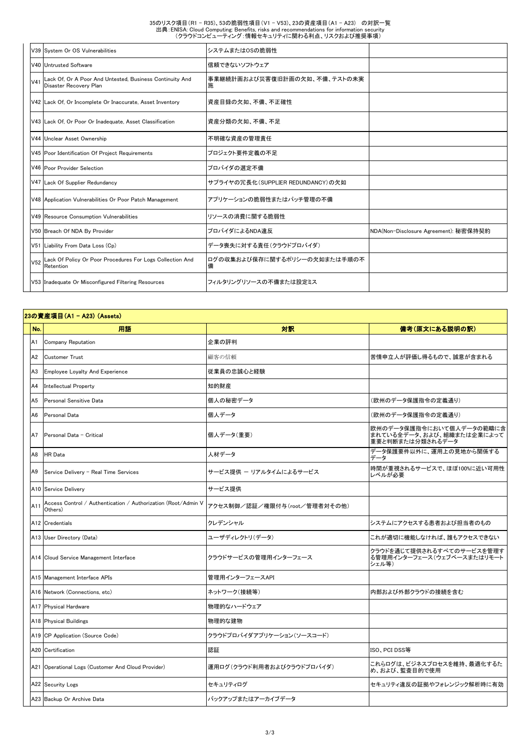35のリスク項目（R1 － R35)、53の脆弱性項目（V1 － V53)、23の資産項目（A1 － A23)　の対訳一覧
出典：ENISA: Cloud Computing: Benefits, risks and recommendations for information security
（クラウドコンピューティング：情報セキュリティに関わる利点、リスクおよび推奨事項）

| | | | |
|---|---|---|---|
| V39 | System Or OS Vulnerabilities | システムまたはOSの脆弱性 | |
| V40 | Untrusted Software | 信頼できないソフトウェア | |
| V41 | Lack Of, Or A Poor And Untested, Business Continuity And Disaster Recovery Plan | 事業継続計画および災害復旧計画の欠如、不備、テストの未実施 | |
| V42 | Lack Of, Or Incomplete Or Inaccurate, Asset Inventory | 資産目録の欠如、不備、不正確性 | |
| V43 | Lack Of, Or Poor Or Inadequate, Asset Classification | 資産分類の欠如、不備、不足 | |
| V44 | Unclear Asset Ownership | 不明確な資産の管理責任 | |
| V45 | Poor Identification Of Project Requirements | プロジェクト要件定義の不足 | |
| V46 | Poor Provider Selection | プロバイダの選定不備 | |
| V47 | Lack Of Supplier Redundancy | サプライヤの冗長化（SUPPLIER REDUNDANCY）の欠如 | |
| V48 | Application Vulnerabilities Or Poor Patch Management | アプリケーションの脆弱性またはパッチ管理の不備 | |
| V49 | Resource Consumption Vulnerabilities | リソースの消費に関する脆弱性 | |
| V50 | Breach Of NDA By Provider | プロバイダによるNDA違反 | NDA(Non-Disclosure Agreement): 秘密保持契約 |
| V51 | Liability From Data Loss (Cp) | データ喪失に対する責任（クラウドプロバイダ） | |
| V52 | Lack Of Policy Or Poor Procedures For Logs Collection And Retention | ログの収集および保存に関するポリシーの欠如または手順の不備 | |
| V53 | Inadequate Or Misconfigured Filtering Resources | フィルタリングリソースの不備または設定ミス | |

**23の資産項目（A1 － A23) (Assets)**

| No. | 用語 | 対訳 | 備考（原文にある説明の訳） |
|---|---|---|---|
| A1 | Company Reputation | 企業の評判 | |
| A2 | Customer Trust | 顧客の信頼 | 苦情申立人が評価し得るもので、誠意が含まれる |
| A3 | Employee Loyalty And Experience | 従業員の忠誠心と経験 | |
| A4 | Intellectual Property | 知的財産 | |
| A5 | Personal Sensitive Data | 個人の秘密データ | （欧州のデータ保護指令の定義通り） |
| A6 | Personal Data | 個人データ | （欧州のデータ保護指令の定義通り） |
| A7 | Personal Data - Critical | 個人データ（重要） | 欧州のデータ保護指令において個人データの範疇に含まれている全データ、および、組織または企業によって重要と判断または分類されるデータ |
| A8 | HR Data | 人材データ | データ保護要件以外に、運用上の見地から関係するデータ |
| A9 | Service Delivery - Real Time Services | サービス提供 － リアルタイムによるサービス | 時間が重視されるサービスで、ほぼ100%に近い可用性レベルが必要 |
| A10 | Service Delivery | サービス提供 | |
| A11 | Access Control / Authentication / Authorization (Root/Admin V Others) | アクセス制御／認証／権限付与（root／管理者対その他） | |
| A12 | Credentials | クレデンシャル | システムにアクセスする患者および担当者のもの |
| A13 | User Directory (Data) | ユーザディレクトリ（データ） | これが適切に機能しなければ、誰もアクセスできない |
| A14 | Cloud Service Management Interface | クラウドサービスの管理用インターフェース | クラウドを通じて提供されるすべてのサービスを管理する管理用インターフェース（ウェブベースまたはリモートシェル等） |
| A15 | Management Interface APIs | 管理用インターフェースAPI | |
| A16 | Network (Connections, etc) | ネットワーク（接続等） | 内部および外部クラウドの接続を含む |
| A17 | Physical Hardware | 物理的なハードウェア | |
| A18 | Physical Buildings | 物理的な建物 | |
| A19 | CP Application (Source Code) | クラウドプロバイダアプリケーション（ソースコード） | |
| A20 | Certification | 認証 | ISO、PCI DSS等 |
| A21 | Operational Logs (Customer And Cloud Provider) | 運用ログ（クラウド利用者およびクラウドプロバイダ） | これらログは、ビジネスプロセスを維持、最適化するため、および、監査目的で使用 |
| A22 | Security Logs | セキュリティログ | セキュリティ違反の証拠やフォレンジック解析時に有効 |
| A23 | Backup Or Archive Data | バックアップまたはアーカイブデータ | |